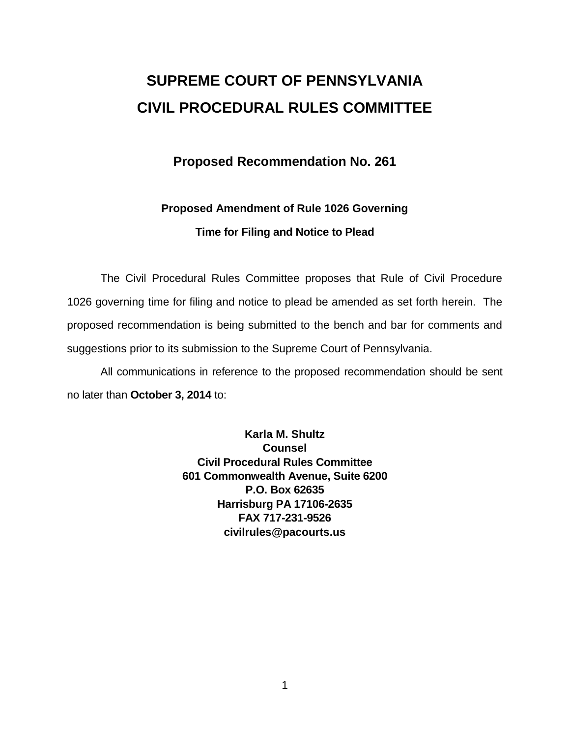# SUPREME COURT OF PENNSYLVANIA
# CIVIL PROCEDURAL RULES COMMITTEE

## Proposed Recommendation No. 261

### Proposed Amendment of Rule 1026 Governing Time for Filing and Notice to Plead

The Civil Procedural Rules Committee proposes that Rule of Civil Procedure 1026 governing time for filing and notice to plead be amended as set forth herein. The proposed recommendation is being submitted to the bench and bar for comments and suggestions prior to its submission to the Supreme Court of Pennsylvania.

All communications in reference to the proposed recommendation should be sent no later than **October 3, 2014** to:

**Karla M. Shultz**
**Counsel**
**Civil Procedural Rules Committee**
**601 Commonwealth Avenue, Suite 6200**
**P.O. Box 62635**
**Harrisburg PA 17106-2635**
**FAX 717-231-9526**
**civilrules@pacourts.us**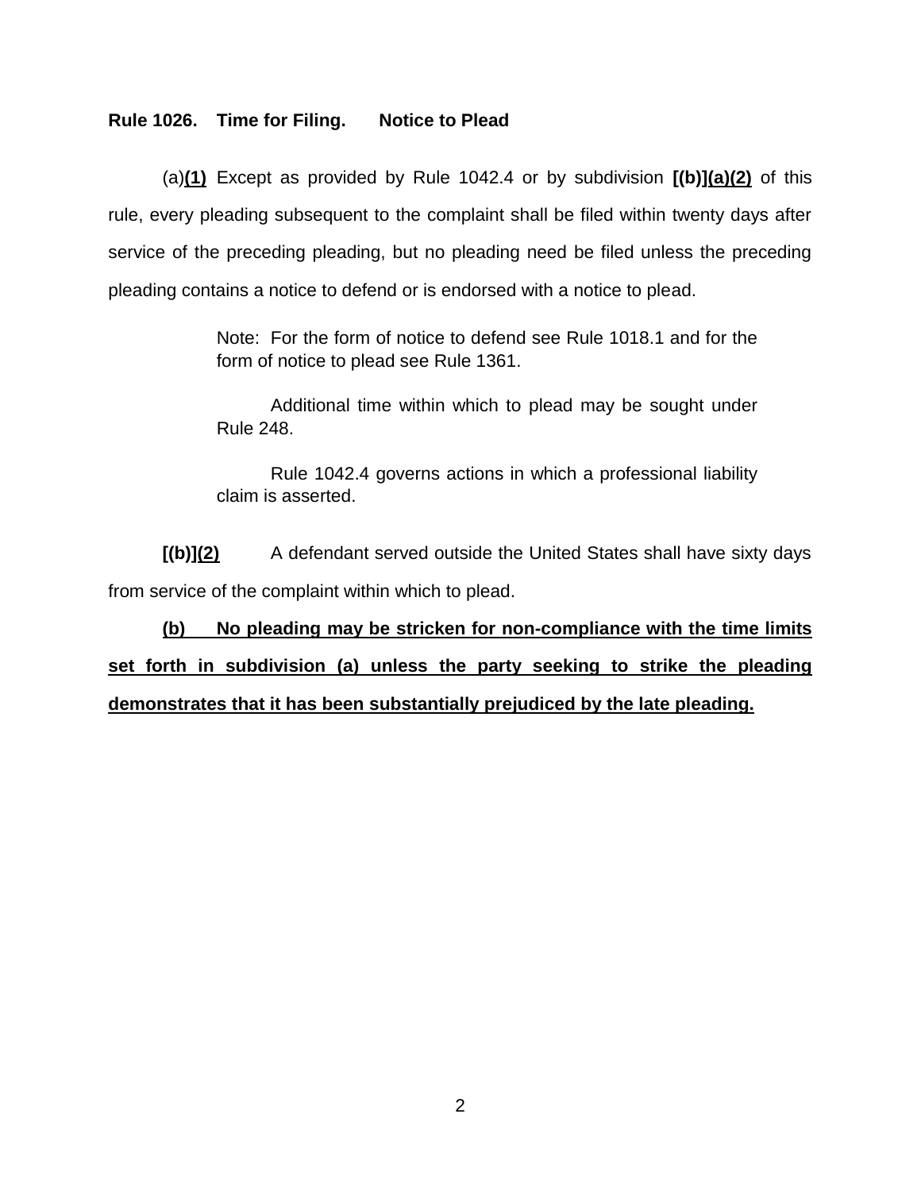**Rule 1026. Time for Filing. Notice to Plead**

(a)**<u>(1)</u>** Except as provided by Rule 1042.4 or by subdivision **[(b)]<u>(a)(2)</u>** of this rule, every pleading subsequent to the complaint shall be filed within twenty days after service of the preceding pleading, but no pleading need be filed unless the preceding pleading contains a notice to defend or is endorsed with a notice to plead.

> Note: For the form of notice to defend see Rule 1018.1 and for the form of notice to plead see Rule 1361.
>
> Additional time within which to plead may be sought under Rule 248.
>
> Rule 1042.4 governs actions in which a professional liability claim is asserted.

**[(b)]<u>(2)</u>** A defendant served outside the United States shall have sixty days from service of the complaint within which to plead.

**<u>(b) No pleading may be stricken for non-compliance with the time limits set forth in subdivision (a) unless the party seeking to strike the pleading demonstrates that it has been substantially prejudiced by the late pleading.</u>**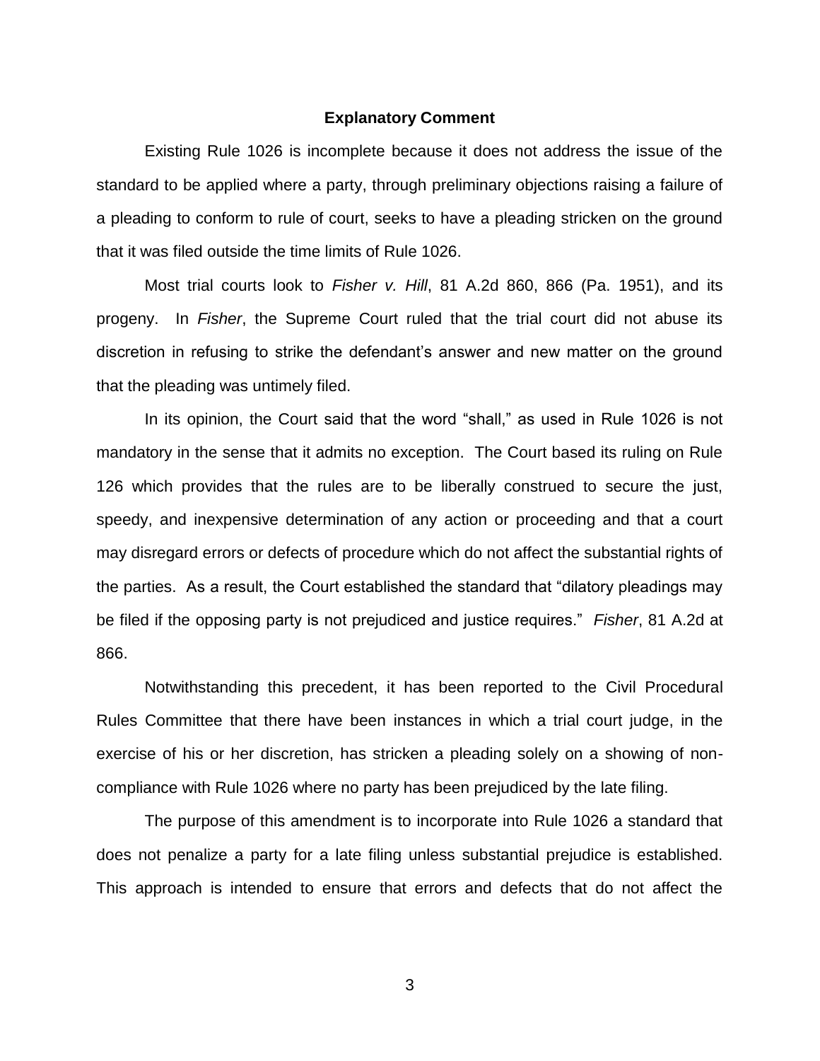**Explanatory Comment**

Existing Rule 1026 is incomplete because it does not address the issue of the standard to be applied where a party, through preliminary objections raising a failure of a pleading to conform to rule of court, seeks to have a pleading stricken on the ground that it was filed outside the time limits of Rule 1026.

Most trial courts look to *Fisher v. Hill*, 81 A.2d 860, 866 (Pa. 1951), and its progeny. In *Fisher*, the Supreme Court ruled that the trial court did not abuse its discretion in refusing to strike the defendant's answer and new matter on the ground that the pleading was untimely filed.

In its opinion, the Court said that the word "shall," as used in Rule 1026 is not mandatory in the sense that it admits no exception. The Court based its ruling on Rule 126 which provides that the rules are to be liberally construed to secure the just, speedy, and inexpensive determination of any action or proceeding and that a court may disregard errors or defects of procedure which do not affect the substantial rights of the parties. As a result, the Court established the standard that "dilatory pleadings may be filed if the opposing party is not prejudiced and justice requires." *Fisher*, 81 A.2d at 866.

Notwithstanding this precedent, it has been reported to the Civil Procedural Rules Committee that there have been instances in which a trial court judge, in the exercise of his or her discretion, has stricken a pleading solely on a showing of non-compliance with Rule 1026 where no party has been prejudiced by the late filing.

The purpose of this amendment is to incorporate into Rule 1026 a standard that does not penalize a party for a late filing unless substantial prejudice is established. This approach is intended to ensure that errors and defects that do not affect the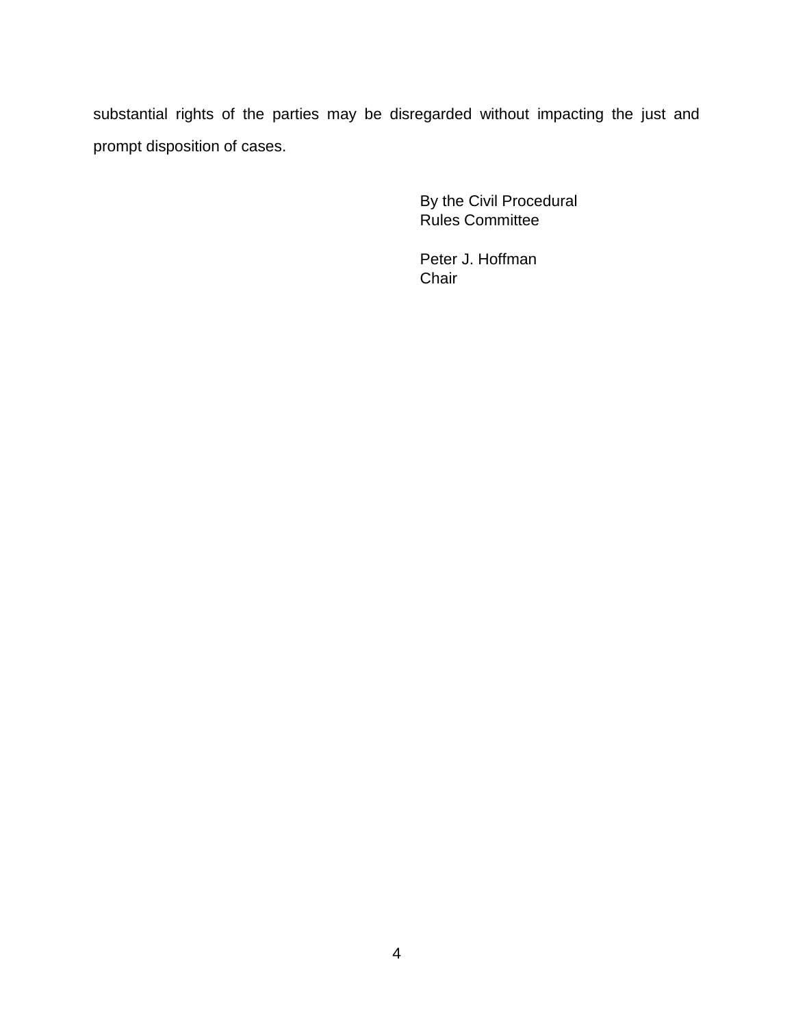substantial rights of the parties may be disregarded without impacting the just and prompt disposition of cases.

By the Civil Procedural
Rules Committee

Peter J. Hoffman
Chair